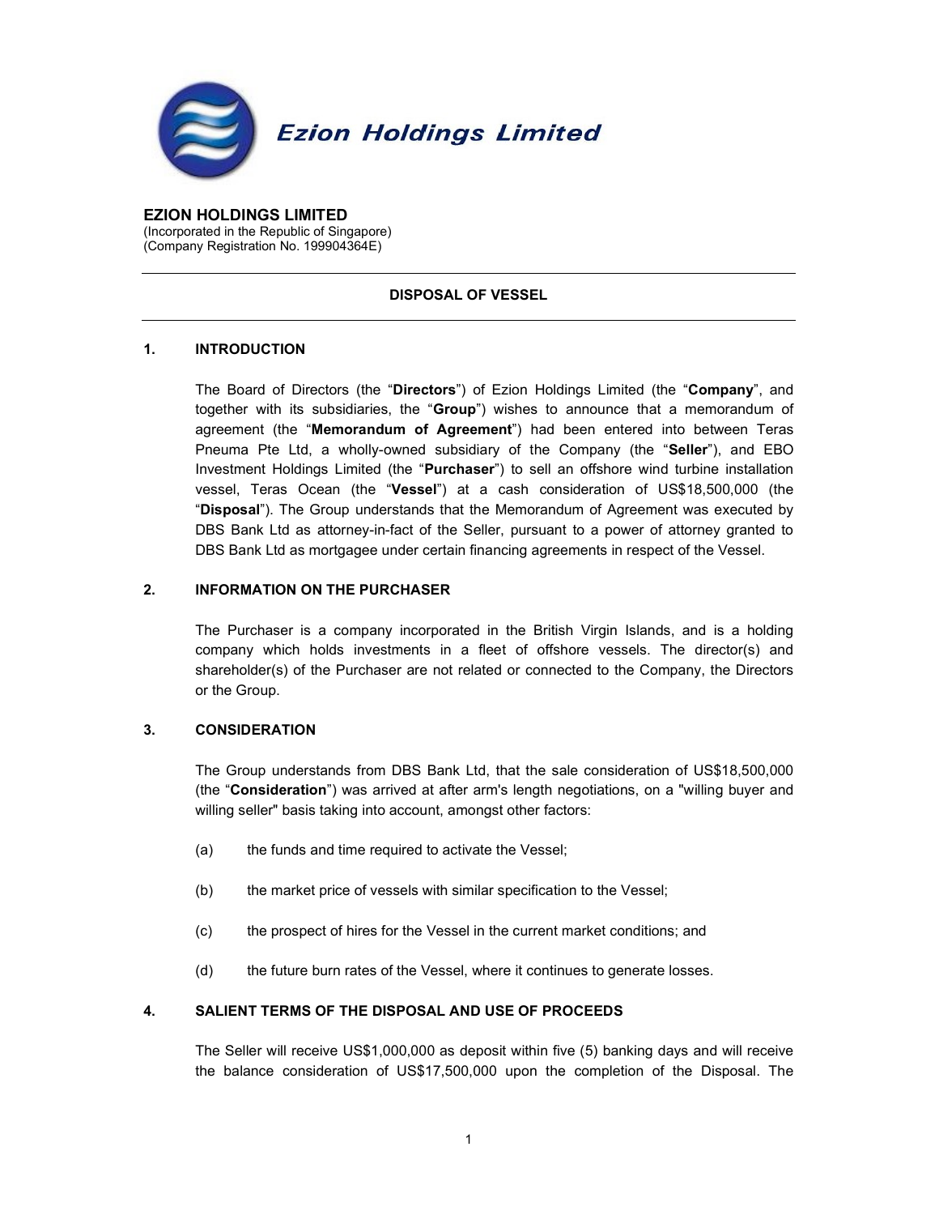**Ezion Holdings Limited**

**EZION HOLDINGS LIMITED**
(Incorporated in the Republic of Singapore)
(Company Registration No. 199904364E)

---

**DISPOSAL OF VESSEL**

---

## 1. INTRODUCTION

The Board of Directors (the "**Directors**") of Ezion Holdings Limited (the "**Company**", and together with its subsidiaries, the "**Group**") wishes to announce that a memorandum of agreement (the "**Memorandum of Agreement**") had been entered into between Teras Pneuma Pte Ltd, a wholly-owned subsidiary of the Company (the "**Seller**"), and EBO Investment Holdings Limited (the "**Purchaser**") to sell an offshore wind turbine installation vessel, Teras Ocean (the "**Vessel**") at a cash consideration of US$18,500,000 (the "**Disposal**"). The Group understands that the Memorandum of Agreement was executed by DBS Bank Ltd as attorney-in-fact of the Seller, pursuant to a power of attorney granted to DBS Bank Ltd as mortgagee under certain financing agreements in respect of the Vessel.

## 2. INFORMATION ON THE PURCHASER

The Purchaser is a company incorporated in the British Virgin Islands, and is a holding company which holds investments in a fleet of offshore vessels. The director(s) and shareholder(s) of the Purchaser are not related or connected to the Company, the Directors or the Group.

## 3. CONSIDERATION

The Group understands from DBS Bank Ltd, that the sale consideration of US$18,500,000 (the "**Consideration**") was arrived at after arm's length negotiations, on a "willing buyer and willing seller" basis taking into account, amongst other factors:

(a) the funds and time required to activate the Vessel;

(b) the market price of vessels with similar specification to the Vessel;

(c) the prospect of hires for the Vessel in the current market conditions; and

(d) the future burn rates of the Vessel, where it continues to generate losses.

## 4. SALIENT TERMS OF THE DISPOSAL AND USE OF PROCEEDS

The Seller will receive US$1,000,000 as deposit within five (5) banking days and will receive the balance consideration of US$17,500,000 upon the completion of the Disposal. The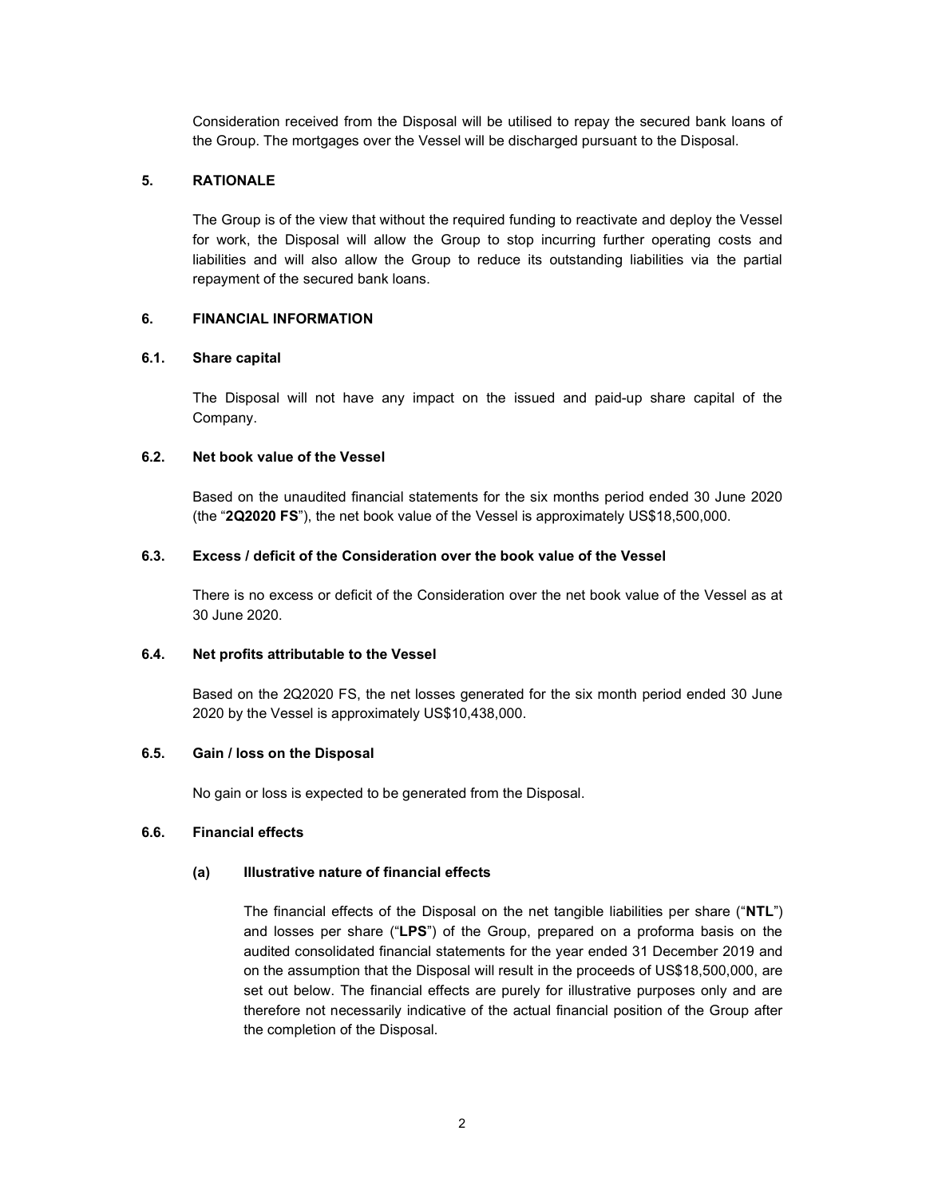Consideration received from the Disposal will be utilised to repay the secured bank loans of the Group. The mortgages over the Vessel will be discharged pursuant to the Disposal.

## 5. RATIONALE

The Group is of the view that without the required funding to reactivate and deploy the Vessel for work, the Disposal will allow the Group to stop incurring further operating costs and liabilities and will also allow the Group to reduce its outstanding liabilities via the partial repayment of the secured bank loans.

## 6. FINANCIAL INFORMATION

### 6.1. Share capital

The Disposal will not have any impact on the issued and paid-up share capital of the Company.

### 6.2. Net book value of the Vessel

Based on the unaudited financial statements for the six months period ended 30 June 2020 (the "**2Q2020 FS**"), the net book value of the Vessel is approximately US$18,500,000.

### 6.3. Excess / deficit of the Consideration over the book value of the Vessel

There is no excess or deficit of the Consideration over the net book value of the Vessel as at 30 June 2020.

### 6.4. Net profits attributable to the Vessel

Based on the 2Q2020 FS, the net losses generated for the six month period ended 30 June 2020 by the Vessel is approximately US$10,438,000.

### 6.5. Gain / loss on the Disposal

No gain or loss is expected to be generated from the Disposal.

### 6.6. Financial effects

#### (a) Illustrative nature of financial effects

The financial effects of the Disposal on the net tangible liabilities per share ("**NTL**") and losses per share ("**LPS**") of the Group, prepared on a proforma basis on the audited consolidated financial statements for the year ended 31 December 2019 and on the assumption that the Disposal will result in the proceeds of US$18,500,000, are set out below. The financial effects are purely for illustrative purposes only and are therefore not necessarily indicative of the actual financial position of the Group after the completion of the Disposal.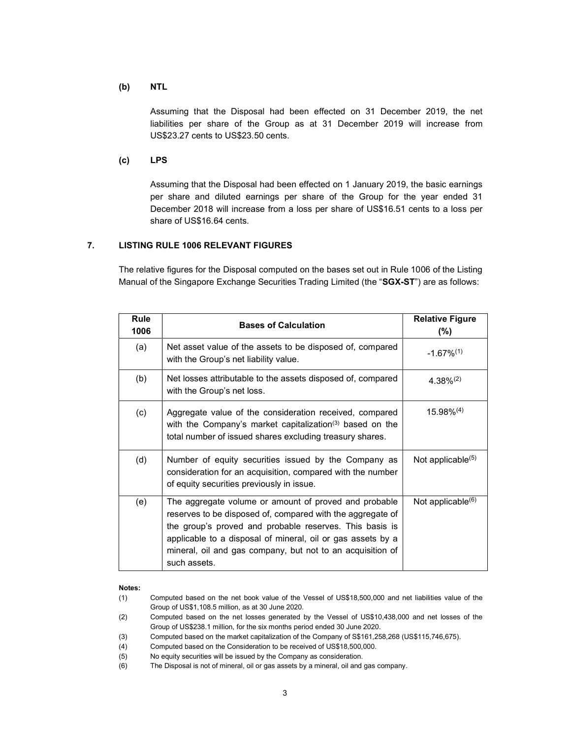**(b) NTL**

Assuming that the Disposal had been effected on 31 December 2019, the net liabilities per share of the Group as at 31 December 2019 will increase from US$23.27 cents to US$23.50 cents.

**(c) LPS**

Assuming that the Disposal had been effected on 1 January 2019, the basic earnings per share and diluted earnings per share of the Group for the year ended 31 December 2018 will increase from a loss per share of US$16.51 cents to a loss per share of US$16.64 cents.

## 7. LISTING RULE 1006 RELEVANT FIGURES

The relative figures for the Disposal computed on the bases set out in Rule 1006 of the Listing Manual of the Singapore Exchange Securities Trading Limited (the "**SGX-ST**") are as follows:

| Rule 1006 | Bases of Calculation | Relative Figure (%) |
|---|---|---|
| (a) | Net asset value of the assets to be disposed of, compared with the Group's net liability value. | -1.67%[(1)] |
| (b) | Net losses attributable to the assets disposed of, compared with the Group's net loss. | 4.38%[(2)] |
| (c) | Aggregate value of the consideration received, compared with the Company's market capitalization[(3)] based on the total number of issued shares excluding treasury shares. | 15.98%[(4)] |
| (d) | Number of equity securities issued by the Company as consideration for an acquisition, compared with the number of equity securities previously in issue. | Not applicable[(5)] |
| (e) | The aggregate volume or amount of proved and probable reserves to be disposed of, compared with the aggregate of the group's proved and probable reserves. This basis is applicable to a disposal of mineral, oil or gas assets by a mineral, oil and gas company, but not to an acquisition of such assets. | Not applicable[(6)] |

**Notes:**

(1) Computed based on the net book value of the Vessel of US$18,500,000 and net liabilities value of the Group of US$1,108.5 million, as at 30 June 2020.

(2) Computed based on the net losses generated by the Vessel of US$10,438,000 and net losses of the Group of US$238.1 million, for the six months period ended 30 June 2020.

(3) Computed based on the market capitalization of the Company of S$161,258,268 (US$115,746,675).

(4) Computed based on the Consideration to be received of US$18,500,000.

(5) No equity securities will be issued by the Company as consideration.

(6) The Disposal is not of mineral, oil or gas assets by a mineral, oil and gas company.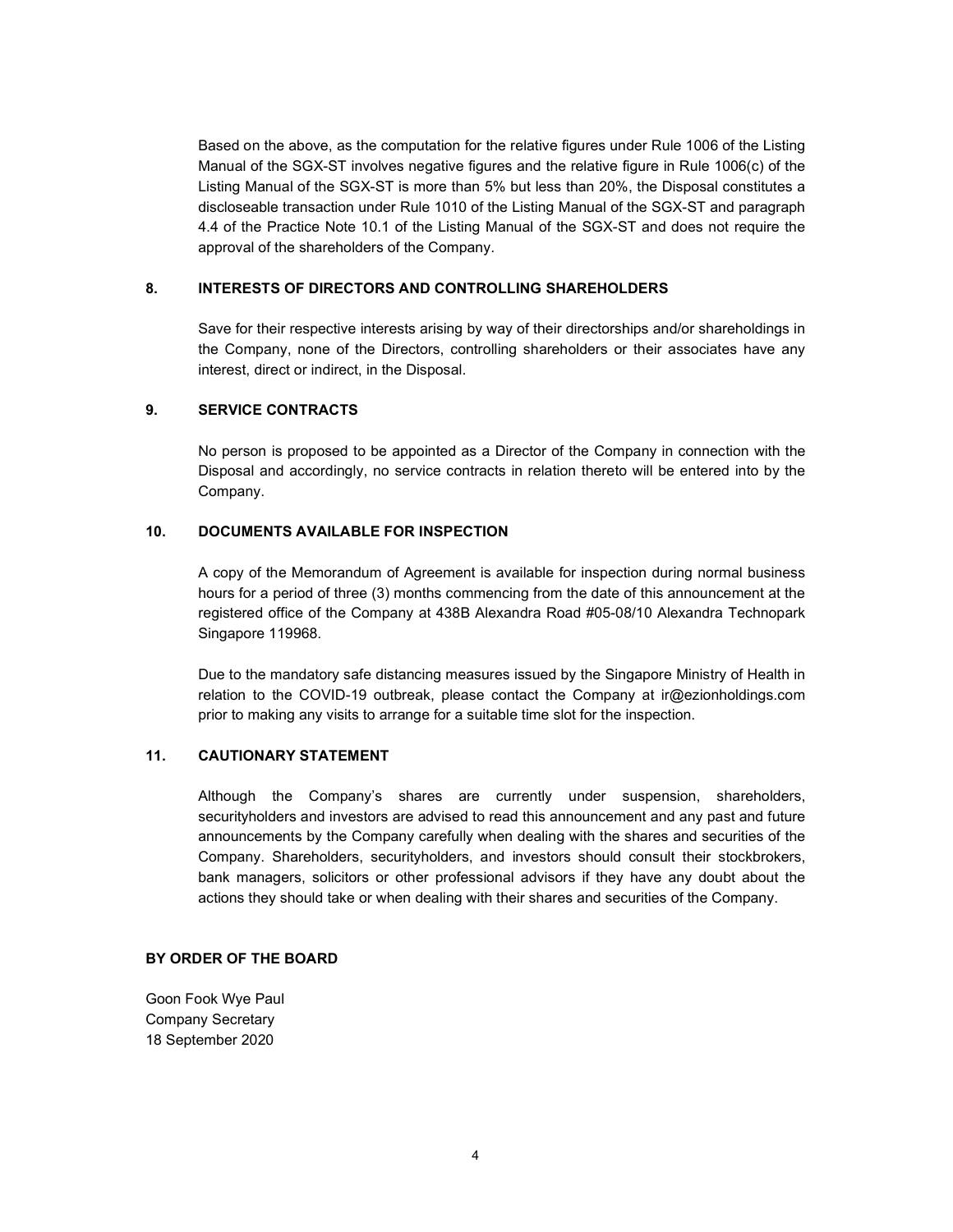Based on the above, as the computation for the relative figures under Rule 1006 of the Listing Manual of the SGX-ST involves negative figures and the relative figure in Rule 1006(c) of the Listing Manual of the SGX-ST is more than 5% but less than 20%, the Disposal constitutes a discloseable transaction under Rule 1010 of the Listing Manual of the SGX-ST and paragraph 4.4 of the Practice Note 10.1 of the Listing Manual of the SGX-ST and does not require the approval of the shareholders of the Company.

## 8. INTERESTS OF DIRECTORS AND CONTROLLING SHAREHOLDERS

Save for their respective interests arising by way of their directorships and/or shareholdings in the Company, none of the Directors, controlling shareholders or their associates have any interest, direct or indirect, in the Disposal.

## 9. SERVICE CONTRACTS

No person is proposed to be appointed as a Director of the Company in connection with the Disposal and accordingly, no service contracts in relation thereto will be entered into by the Company.

## 10. DOCUMENTS AVAILABLE FOR INSPECTION

A copy of the Memorandum of Agreement is available for inspection during normal business hours for a period of three (3) months commencing from the date of this announcement at the registered office of the Company at 438B Alexandra Road #05-08/10 Alexandra Technopark Singapore 119968.

Due to the mandatory safe distancing measures issued by the Singapore Ministry of Health in relation to the COVID-19 outbreak, please contact the Company at ir@ezionholdings.com prior to making any visits to arrange for a suitable time slot for the inspection.

## 11. CAUTIONARY STATEMENT

Although the Company's shares are currently under suspension, shareholders, securityholders and investors are advised to read this announcement and any past and future announcements by the Company carefully when dealing with the shares and securities of the Company. Shareholders, securityholders, and investors should consult their stockbrokers, bank managers, solicitors or other professional advisors if they have any doubt about the actions they should take or when dealing with their shares and securities of the Company.

**BY ORDER OF THE BOARD**

Goon Fook Wye Paul
Company Secretary
18 September 2020